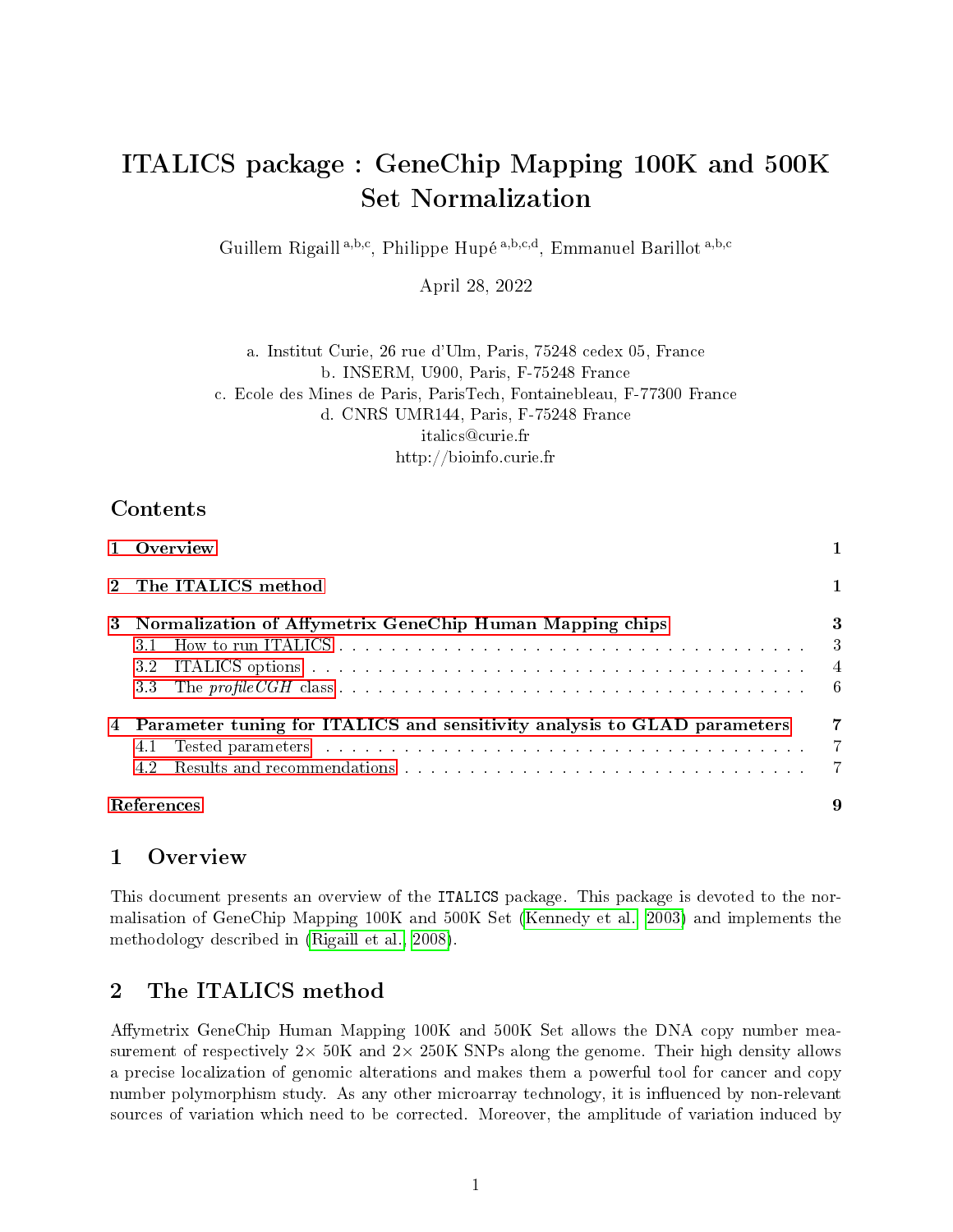# ITALICS package : GeneChip Mapping 100K and 500K Set Normalization

Guillem Rigaill [a,b,c], Philippe Hupé [a,b,c,d], Emmanuel Barillot [a,b,c]

April 28, 2022

a. Institut Curie, 26 rue d'Ulm, Paris, 75248 cedex 05, France
b. INSERM, U900, Paris, F-75248 France
c. Ecole des Mines de Paris, ParisTech, Fontainebleau, F-77300 France
d. CNRS UMR144, Paris, F-75248 France
italics@curie.fr
http://bioinfo.curie.fr

## Contents

- 1 Overview — 1
- 2 The ITALICS method — 1
- 3 Normalization of Affymetrix GeneChip Human Mapping chips — 3
  - 3.1 How to run ITALICS — 3
  - 3.2 ITALICS options — 4
  - 3.3 The *profileCGH* class — 6
- 4 Parameter tuning for ITALICS and sensitivity analysis to GLAD parameters — 7
  - 4.1 Tested parameters — 7
  - 4.2 Results and recommendations — 7
- References — 9

## 1 Overview

This document presents an overview of the `ITALICS` package. This package is devoted to the normalisation of GeneChip Mapping 100K and 500K Set (Kennedy et al., 2003) and implements the methodology described in (Rigaill et al., 2008).

## 2 The ITALICS method

Affymetrix GeneChip Human Mapping 100K and 500K Set allows the DNA copy number measurement of respectively 2× 50K and 2× 250K SNPs along the genome. Their high density allows a precise localization of genomic alterations and makes them a powerful tool for cancer and copy number polymorphism study. As any other microarray technology, it is influenced by non-relevant sources of variation which need to be corrected. Moreover, the amplitude of variation induced by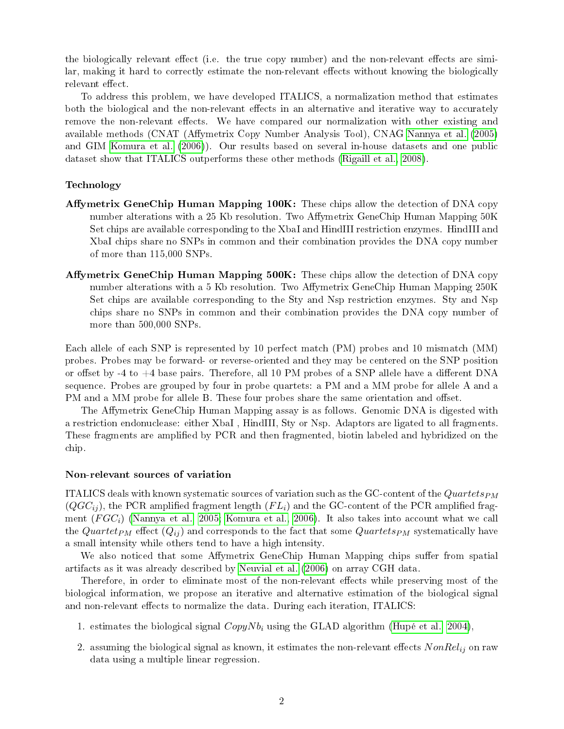the biologically relevant effect (i.e. the true copy number) and the non-relevant effects are similar, making it hard to correctly estimate the non-relevant effects without knowing the biologically relevant effect.

To address this problem, we have developed ITALICS, a normalization method that estimates both the biological and the non-relevant effects in an alternative and iterative way to accurately remove the non-relevant effects. We have compared our normalization with other existing and available methods (CNAT (Affymetrix Copy Number Analysis Tool), CNAG Nannya et al. (2005) and GIM Komura et al. (2006)). Our results based on several in-house datasets and one public dataset show that ITALICS outperforms these other methods (Rigaill et al., 2008).

### Technology

**Affymetrix GeneChip Human Mapping 100K:** These chips allow the detection of DNA copy number alterations with a 25 Kb resolution. Two Affymetrix GeneChip Human Mapping 50K Set chips are available corresponding to the XbaI and HindIII restriction enzymes. HindIII and XbaI chips share no SNPs in common and their combination provides the DNA copy number of more than 115,000 SNPs.

**Affymetrix GeneChip Human Mapping 500K:** These chips allow the detection of DNA copy number alterations with a 5 Kb resolution. Two Affymetrix GeneChip Human Mapping 250K Set chips are available corresponding to the Sty and Nsp restriction enzymes. Sty and Nsp chips share no SNPs in common and their combination provides the DNA copy number of more than 500,000 SNPs.

Each allele of each SNP is represented by 10 perfect match (PM) probes and 10 mismatch (MM) probes. Probes may be forward- or reverse-oriented and they may be centered on the SNP position or offset by -4 to +4 base pairs. Therefore, all 10 PM probes of a SNP allele have a different DNA sequence. Probes are grouped by four in probe quartets: a PM and a MM probe for allele A and a PM and a MM probe for allele B. These four probes share the same orientation and offset.

The Affymetrix GeneChip Human Mapping assay is as follows. Genomic DNA is digested with a restriction endonuclease: either XbaI , HindIII, Sty or Nsp. Adaptors are ligated to all fragments. These fragments are amplified by PCR and then fragmented, biotin labeled and hybridized on the chip.

### Non-relevant sources of variation

ITALICS deals with known systematic sources of variation such as the GC-content of the $Quartets_{PM}$ ($QGC_{ij}$), the PCR amplified fragment length ($FL_i$) and the GC-content of the PCR amplified fragment ($FGC_i$) (Nannya et al., 2005; Komura et al., 2006). It also takes into account what we call the $Quartet_{PM}$ effect ($Q_{ij}$) and corresponds to the fact that some $Quartets_{PM}$ systematically have a small intensity while others tend to have a high intensity.

We also noticed that some Affymetrix GeneChip Human Mapping chips suffer from spatial artifacts as it was already described by Neuvial et al. (2006) on array CGH data.

Therefore, in order to eliminate most of the non-relevant effects while preserving most of the biological information, we propose an iterative and alternative estimation of the biological signal and non-relevant effects to normalize the data. During each iteration, ITALICS:

1. estimates the biological signal $CopyNb_i$ using the GLAD algorithm (Hupé et al., 2004),
2. assuming the biological signal as known, it estimates the non-relevant effects $NonRel_{ij}$ on raw data using a multiple linear regression.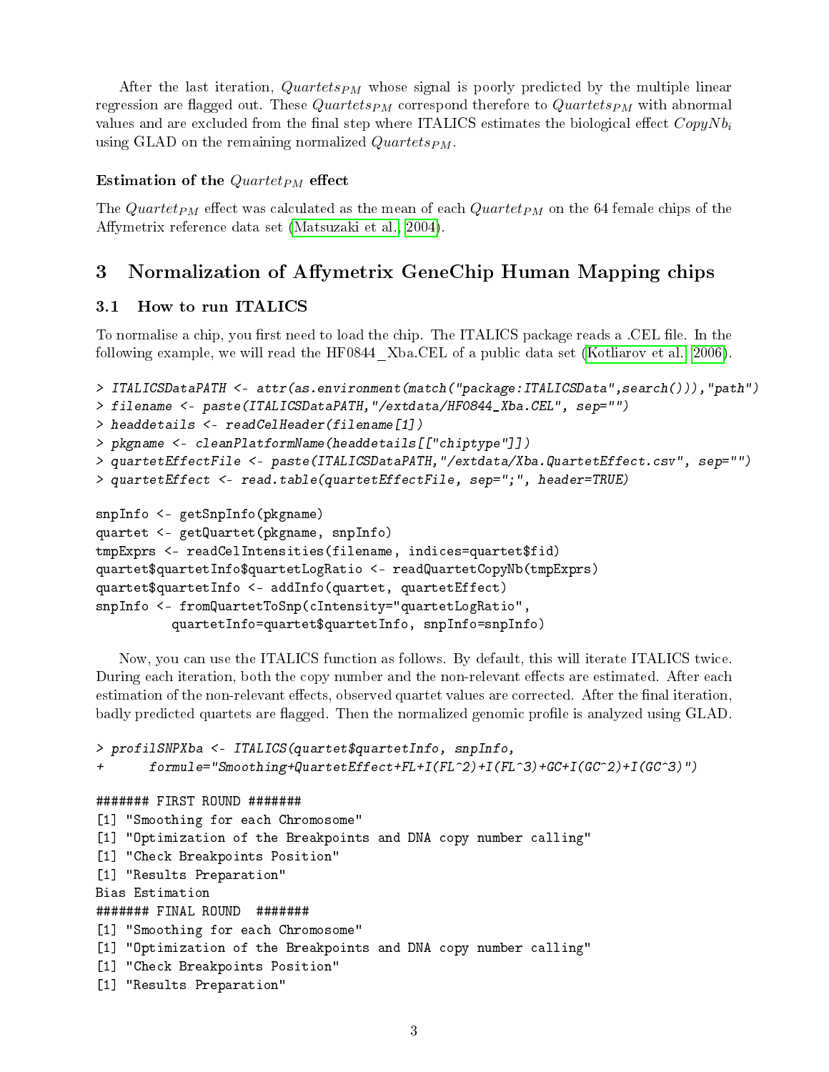After the last iteration, $Quartets_{PM}$ whose signal is poorly predicted by the multiple linear regression are flagged out. These $Quartets_{PM}$ correspond therefore to $Quartets_{PM}$ with abnormal values and are excluded from the final step where ITALICS estimates the biological effect $CopyNb_i$ using GLAD on the remaining normalized $Quartets_{PM}$.

#### Estimation of the $Quartet_{PM}$ effect

The $Quartet_{PM}$ effect was calculated as the mean of each $Quartet_{PM}$ on the 64 female chips of the Affymetrix reference data set (Matsuzaki et al., 2004).

# 3 Normalization of Affymetrix GeneChip Human Mapping chips

## 3.1 How to run ITALICS

To normalise a chip, you first need to load the chip. The ITALICS package reads a .CEL file. In the following example, we will read the HF0844_Xba.CEL of a public data set (Kotliarov et al., 2006).

```
> ITALICSDataPATH <- attr(as.environment(match("package:ITALICSData",search())),"path")
> filename <- paste(ITALICSDataPATH,"/extdata/HF0844_Xba.CEL", sep="")
> headdetails <- readCelHeader(filename[1])
> pkgname <- cleanPlatformName(headdetails[["chiptype"]])
> quartetEffectFile <- paste(ITALICSDataPATH,"/extdata/Xba.QuartetEffect.csv", sep="")
> quartetEffect <- read.table(quartetEffectFile, sep=";", header=TRUE)
```

```
snpInfo <- getSnpInfo(pkgname)
quartet <- getQuartet(pkgname, snpInfo)
tmpExprs <- readCelIntensities(filename, indices=quartet$fid)
quartet$quartetInfo$quartetLogRatio <- readQuartetCopyNb(tmpExprs)
quartet$quartetInfo <- addInfo(quartet, quartetEffect)
snpInfo <- fromQuartetToSnp(cIntensity="quartetLogRatio",
          quartetInfo=quartet$quartetInfo, snpInfo=snpInfo)
```

Now, you can use the ITALICS function as follows. By default, this will iterate ITALICS twice. During each iteration, both the copy number and the non-relevant effects are estimated. After each estimation of the non-relevant effects, observed quartet values are corrected. After the final iteration, badly predicted quartets are flagged. Then the normalized genomic profile is analyzed using GLAD.

```
> profilSNPXba <- ITALICS(quartet$quartetInfo, snpInfo,
+      formule="Smoothing+QuartetEffect+FL+I(FL^2)+I(FL^3)+GC+I(GC^2)+I(GC^3)")

####### FIRST ROUND #######
[1] "Smoothing for each Chromosome"
[1] "Optimization of the Breakpoints and DNA copy number calling"
[1] "Check Breakpoints Position"
[1] "Results Preparation"
Bias Estimation
####### FINAL ROUND  #######
[1] "Smoothing for each Chromosome"
[1] "Optimization of the Breakpoints and DNA copy number calling"
[1] "Check Breakpoints Position"
[1] "Results Preparation"
```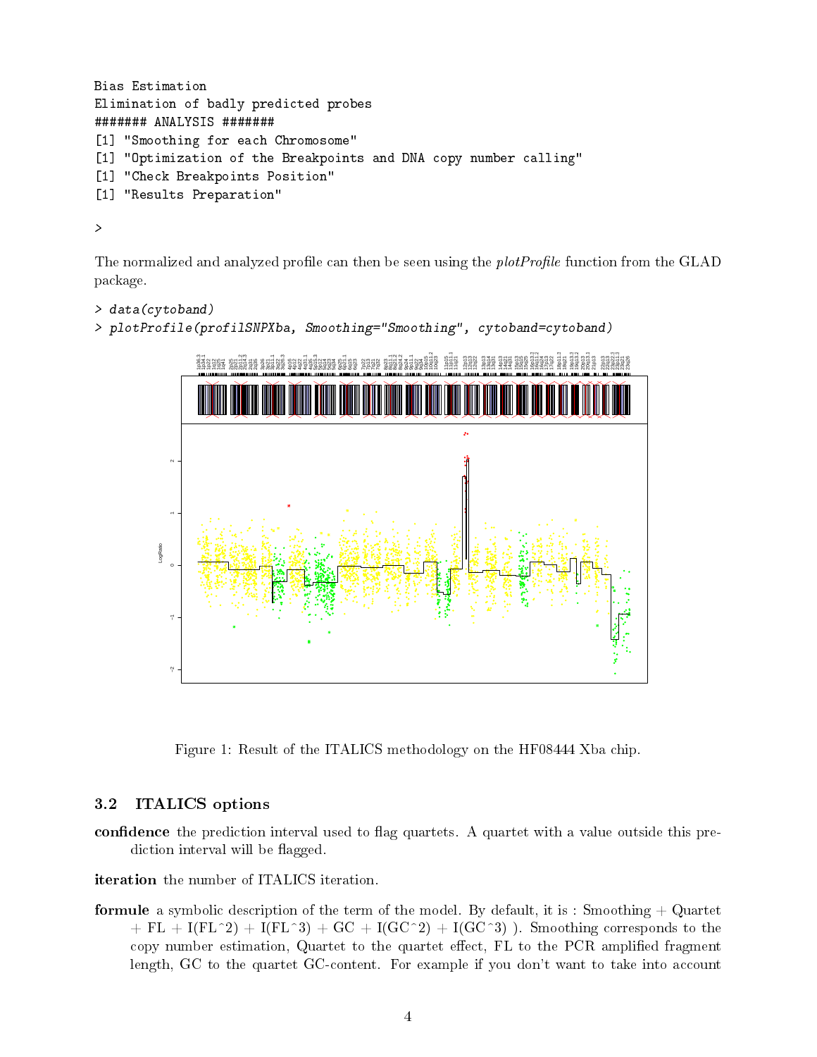```
Bias Estimation
Elimination of badly predicted probes
####### ANALYSIS #######
[1] "Smoothing for each Chromosome"
[1] "Optimization of the Breakpoints and DNA copy number calling"
[1] "Check Breakpoints Position"
[1] "Results Preparation"

>
```

The normalized and analyzed profile can then be seen using the *plotProfile* function from the GLAD package.

```
> data(cytoband)
> plotProfile(profilSNPXba, Smoothing="Smoothing", cytoband=cytoband)
```

Figure 1: Result of the ITALICS methodology on the HF08444 Xba chip.

### 3.2 ITALICS options

**confidence** the prediction interval used to flag quartets. A quartet with a value outside this prediction interval will be flagged.

**iteration** the number of ITALICS iteration.

**formule** a symbolic description of the term of the model. By default, it is : Smoothing + Quartet + FL + I(FL^2) + I(FL^3) + GC + I(GC^2) + I(GC^3) ). Smoothing corresponds to the copy number estimation, Quartet to the quartet effect, FL to the PCR amplified fragment length, GC to the quartet GC-content. For example if you don't want to take into account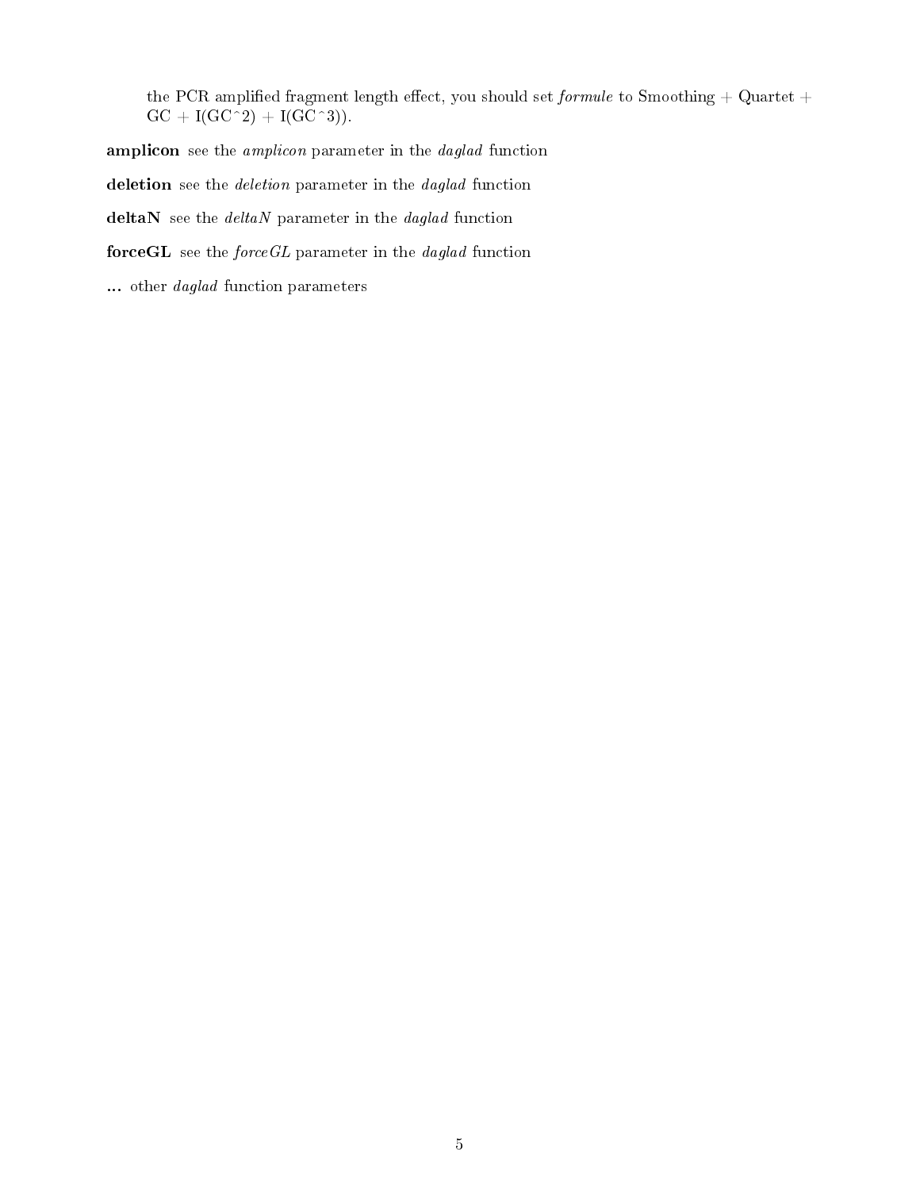the PCR amplified fragment length effect, you should set *formule* to Smoothing + Quartet + GC + I(GC^2) + I(GC^3)).

**amplicon** see the *amplicon* parameter in the *daglad* function

**deletion** see the *deletion* parameter in the *daglad* function

**deltaN** see the *deltaN* parameter in the *daglad* function

**forceGL** see the *forceGL* parameter in the *daglad* function

**...** other *daglad* function parameters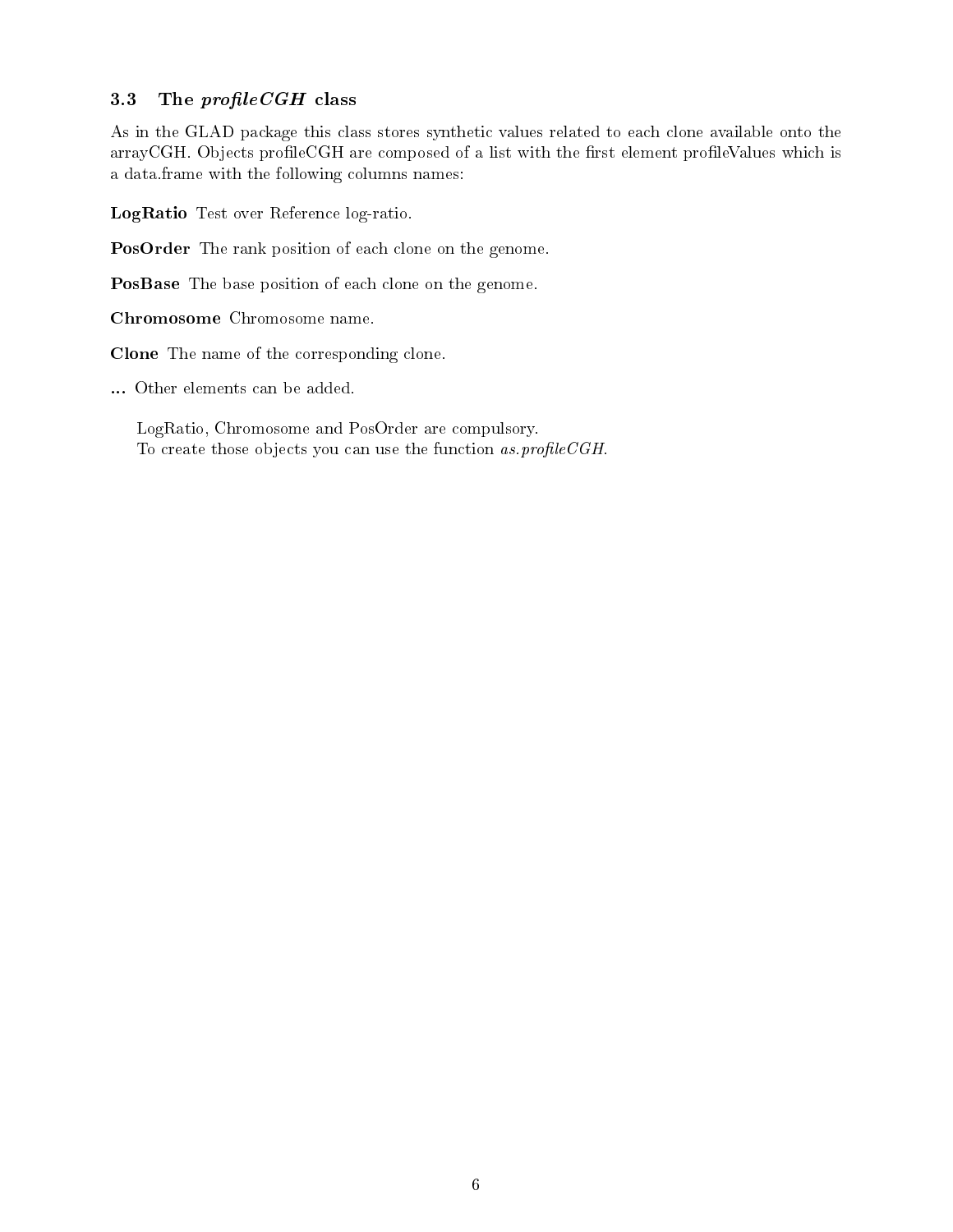### 3.3 The *profileCGH* class

As in the GLAD package this class stores synthetic values related to each clone available onto the arrayCGH. Objects profileCGH are composed of a list with the first element profileValues which is a data.frame with the following columns names:

**LogRatio** Test over Reference log-ratio.

**PosOrder** The rank position of each clone on the genome.

**PosBase** The base position of each clone on the genome.

**Chromosome** Chromosome name.

**Clone** The name of the corresponding clone.

**...** Other elements can be added.

LogRatio, Chromosome and PosOrder are compulsory.
To create those objects you can use the function *as.profileCGH*.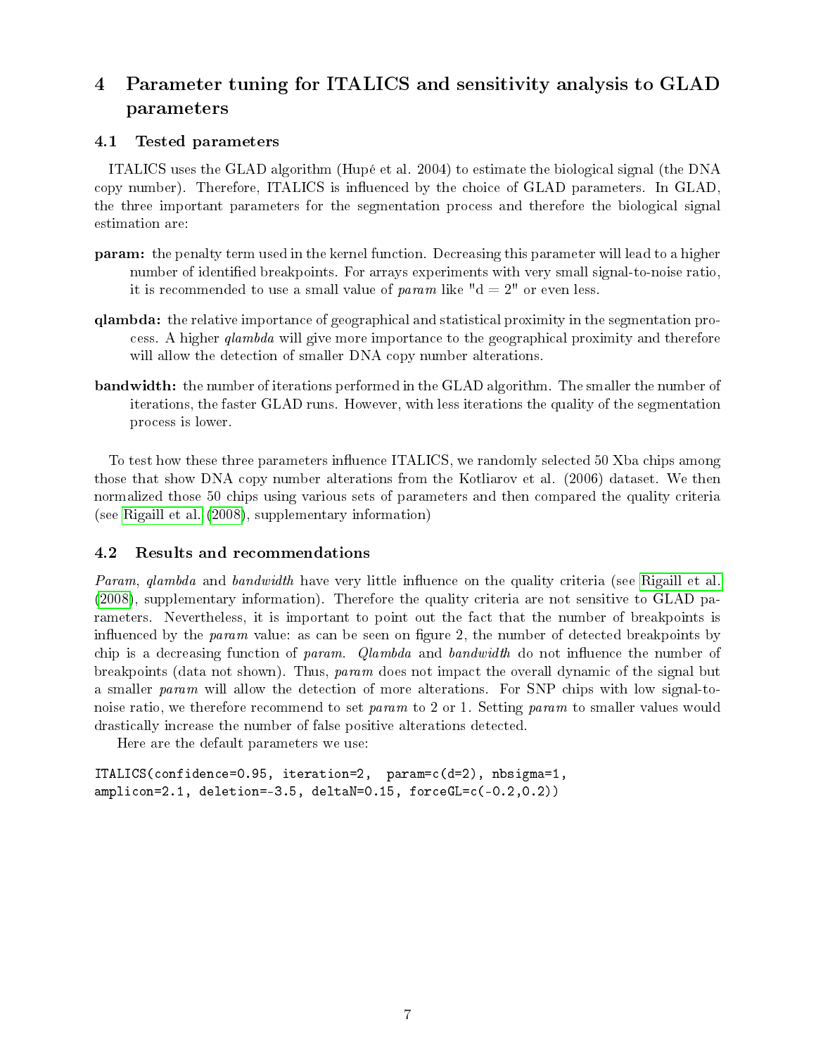# 4 Parameter tuning for ITALICS and sensitivity analysis to GLAD parameters

## 4.1 Tested parameters

ITALICS uses the GLAD algorithm (Hupé et al. 2004) to estimate the biological signal (the DNA copy number). Therefore, ITALICS is influenced by the choice of GLAD parameters. In GLAD, the three important parameters for the segmentation process and therefore the biological signal estimation are:

**param:** the penalty term used in the kernel function. Decreasing this parameter will lead to a higher number of identified breakpoints. For arrays experiments with very small signal-to-noise ratio, it is recommended to use a small value of *param* like "d = 2" or even less.

**qlambda:** the relative importance of geographical and statistical proximity in the segmentation process. A higher *qlambda* will give more importance to the geographical proximity and therefore will allow the detection of smaller DNA copy number alterations.

**bandwidth:** the number of iterations performed in the GLAD algorithm. The smaller the number of iterations, the faster GLAD runs. However, with less iterations the quality of the segmentation process is lower.

To test how these three parameters influence ITALICS, we randomly selected 50 Xba chips among those that show DNA copy number alterations from the Kotliarov et al. (2006) dataset. We then normalized those 50 chips using various sets of parameters and then compared the quality criteria (see Rigaill et al. (2008), supplementary information)

## 4.2 Results and recommendations

*Param*, *qlambda* and *bandwidth* have very little influence on the quality criteria (see Rigaill et al. (2008), supplementary information). Therefore the quality criteria are not sensitive to GLAD parameters. Nevertheless, it is important to point out the fact that the number of breakpoints is influenced by the *param* value: as can be seen on figure 2, the number of detected breakpoints by chip is a decreasing function of *param*. *Qlambda* and *bandwidth* do not influence the number of breakpoints (data not shown). Thus, *param* does not impact the overall dynamic of the signal but a smaller *param* will allow the detection of more alterations. For SNP chips with low signal-to-noise ratio, we therefore recommend to set *param* to 2 or 1. Setting *param* to smaller values would drastically increase the number of false positive alterations detected.

Here are the default parameters we use:

```
ITALICS(confidence=0.95, iteration=2,  param=c(d=2), nbsigma=1,
amplicon=2.1, deletion=-3.5, deltaN=0.15, forceGL=c(-0.2,0.2))
```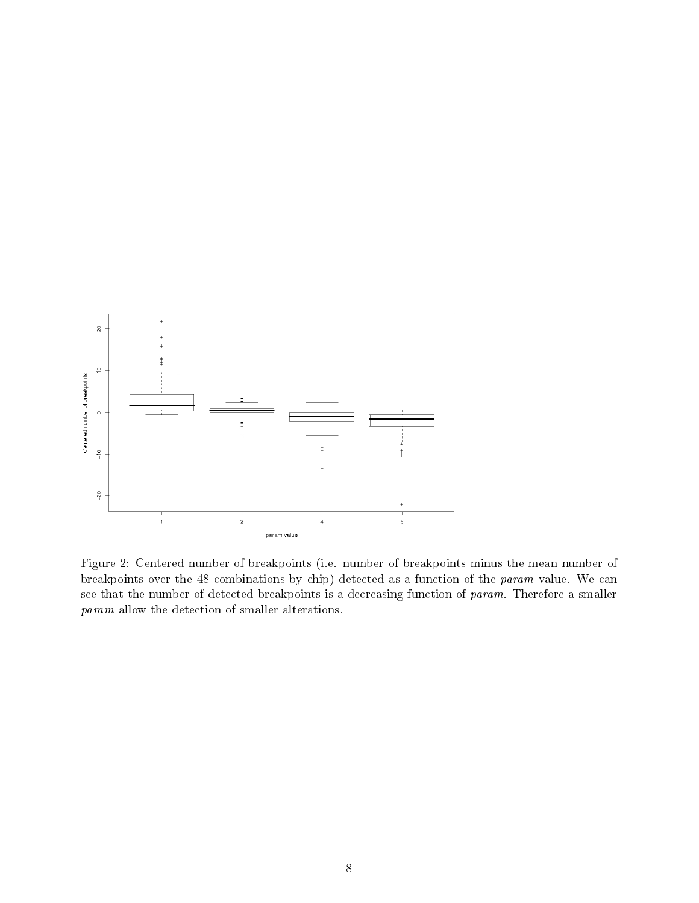Figure 2: Centered number of breakpoints (i.e. number of breakpoints minus the mean number of breakpoints over the 48 combinations by chip) detected as a function of the *param* value. We can see that the number of detected breakpoints is a decreasing function of *param*. Therefore a smaller *param* allow the detection of smaller alterations.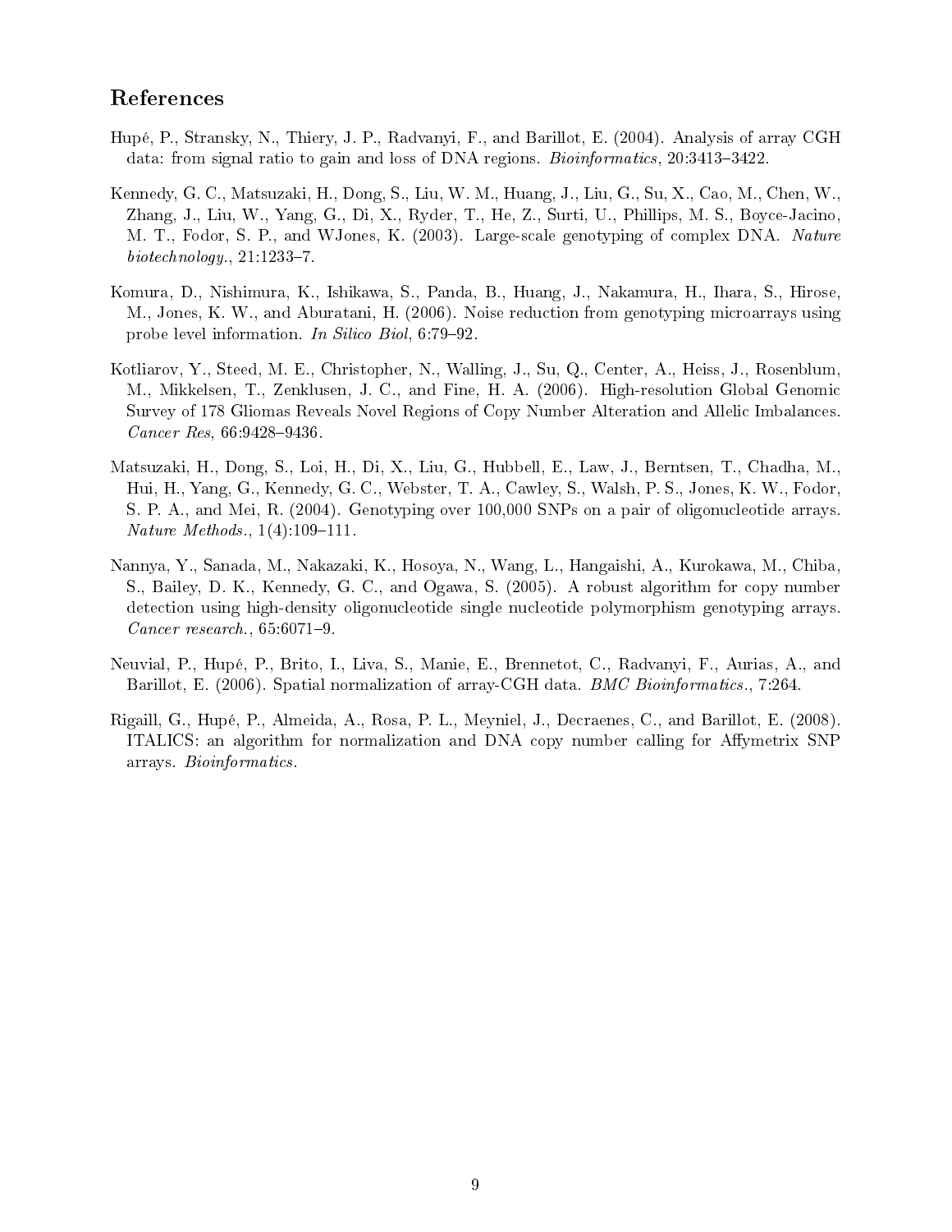## References

Hupé, P., Stransky, N., Thiery, J. P., Radvanyi, F., and Barillot, E. (2004). Analysis of array CGH data: from signal ratio to gain and loss of DNA regions. *Bioinformatics*, 20:3413–3422.

Kennedy, G. C., Matsuzaki, H., Dong, S., Liu, W. M., Huang, J., Liu, G., Su, X., Cao, M., Chen, W., Zhang, J., Liu, W., Yang, G., Di, X., Ryder, T., He, Z., Surti, U., Phillips, M. S., Boyce-Jacino, M. T., Fodor, S. P., and WJones, K. (2003). Large-scale genotyping of complex DNA. *Nature biotechnology.*, 21:1233–7.

Komura, D., Nishimura, K., Ishikawa, S., Panda, B., Huang, J., Nakamura, H., Ihara, S., Hirose, M., Jones, K. W., and Aburatani, H. (2006). Noise reduction from genotyping microarrays using probe level information. *In Silico Biol*, 6:79–92.

Kotliarov, Y., Steed, M. E., Christopher, N., Walling, J., Su, Q., Center, A., Heiss, J., Rosenblum, M., Mikkelsen, T., Zenklusen, J. C., and Fine, H. A. (2006). High-resolution Global Genomic Survey of 178 Gliomas Reveals Novel Regions of Copy Number Alteration and Allelic Imbalances. *Cancer Res*, 66:9428–9436.

Matsuzaki, H., Dong, S., Loi, H., Di, X., Liu, G., Hubbell, E., Law, J., Berntsen, T., Chadha, M., Hui, H., Yang, G., Kennedy, G. C., Webster, T. A., Cawley, S., Walsh, P. S., Jones, K. W., Fodor, S. P. A., and Mei, R. (2004). Genotyping over 100,000 SNPs on a pair of oligonucleotide arrays. *Nature Methods.*, 1(4):109–111.

Nannya, Y., Sanada, M., Nakazaki, K., Hosoya, N., Wang, L., Hangaishi, A., Kurokawa, M., Chiba, S., Bailey, D. K., Kennedy, G. C., and Ogawa, S. (2005). A robust algorithm for copy number detection using high-density oligonucleotide single nucleotide polymorphism genotyping arrays. *Cancer research.*, 65:6071–9.

Neuvial, P., Hupé, P., Brito, I., Liva, S., Manie, E., Brennetot, C., Radvanyi, F., Aurias, A., and Barillot, E. (2006). Spatial normalization of array-CGH data. *BMC Bioinformatics.*, 7:264.

Rigaill, G., Hupé, P., Almeida, A., Rosa, P. L., Meyniel, J., Decraenes, C., and Barillot, E. (2008). ITALICS: an algorithm for normalization and DNA copy number calling for Affymetrix SNP arrays. *Bioinformatics*.